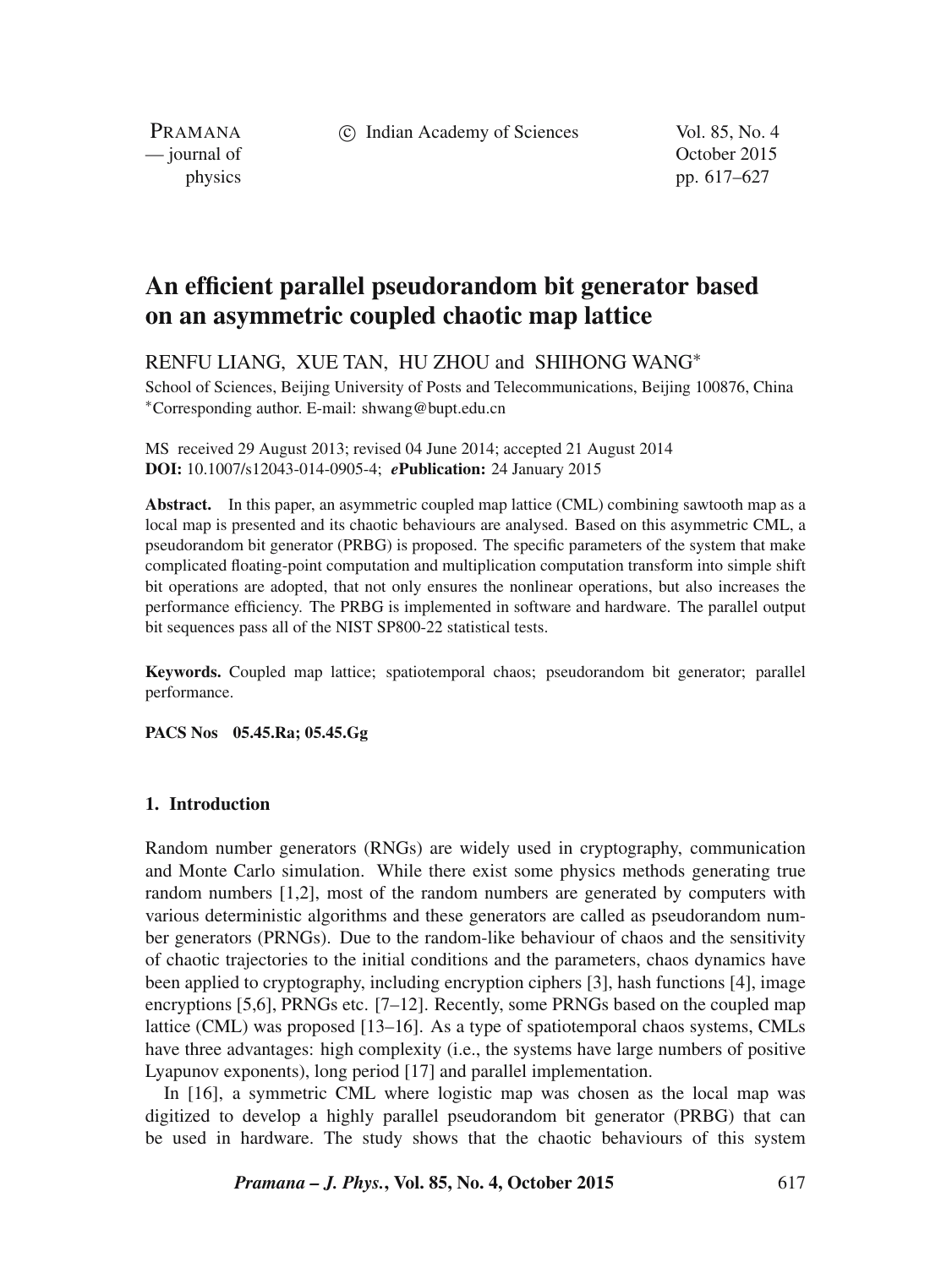# An efficient parallel pseudorandom bit generator based on an asymmetric coupled chaotic map lattice

RENFU LIANG, XUE TAN, HU ZHOU and SHIHONG WANG*

School of Sciences, Beijing University of Posts and Telecommunications, Beijing 100876, China

*Corresponding author. E-mail: shwang@bupt.edu.cn

MS received 29 August 2013; revised 04 June 2014; accepted 21 August 2014

**DOI:** 10.1007/s12043-014-0905-4; ***e*Publication:** 24 January 2015

**Abstract.** In this paper, an asymmetric coupled map lattice (CML) combining sawtooth map as a local map is presented and its chaotic behaviours are analysed. Based on this asymmetric CML, a pseudorandom bit generator (PRBG) is proposed. The specific parameters of the system that make complicated floating-point computation and multiplication computation transform into simple shift bit operations are adopted, that not only ensures the nonlinear operations, but also increases the performance efficiency. The PRBG is implemented in software and hardware. The parallel output bit sequences pass all of the NIST SP800-22 statistical tests.

**Keywords.** Coupled map lattice; spatiotemporal chaos; pseudorandom bit generator; parallel performance.

**PACS Nos** 05.45.Ra; 05.45.Gg

## 1. Introduction

Random number generators (RNGs) are widely used in cryptography, communication and Monte Carlo simulation. While there exist some physics methods generating true random numbers [1,2], most of the random numbers are generated by computers with various deterministic algorithms and these generators are called as pseudorandom number generators (PRNGs). Due to the random-like behaviour of chaos and the sensitivity of chaotic trajectories to the initial conditions and the parameters, chaos dynamics have been applied to cryptography, including encryption ciphers [3], hash functions [4], image encryptions [5,6], PRNGs etc. [7–12]. Recently, some PRNGs based on the coupled map lattice (CML) was proposed [13–16]. As a type of spatiotemporal chaos systems, CMLs have three advantages: high complexity (i.e., the systems have large numbers of positive Lyapunov exponents), long period [17] and parallel implementation.

In [16], a symmetric CML where logistic map was chosen as the local map was digitized to develop a highly parallel pseudorandom bit generator (PRBG) that can be used in hardware. The study shows that the chaotic behaviours of this system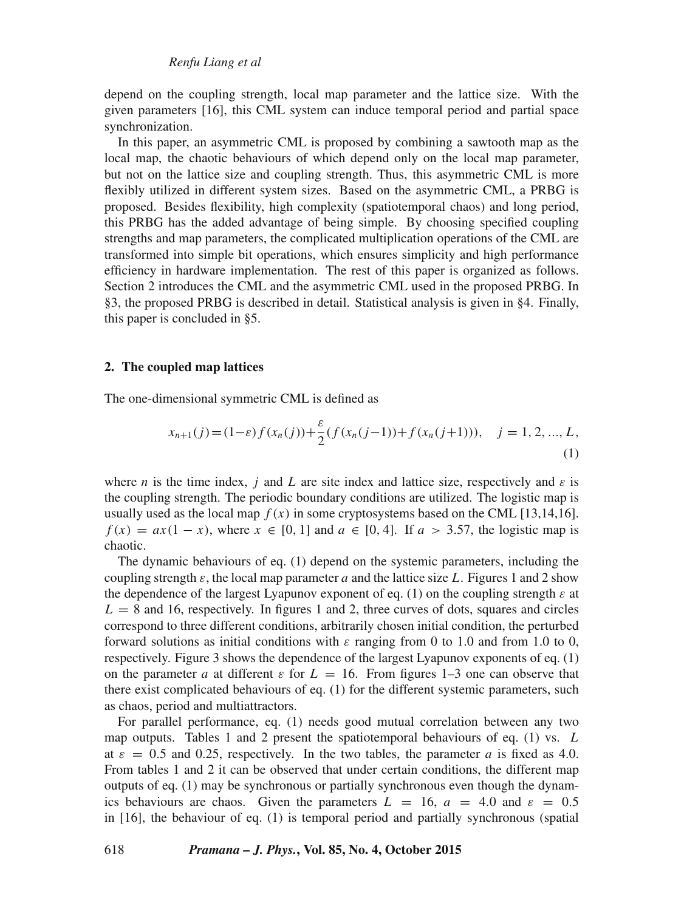depend on the coupling strength, local map parameter and the lattice size. With the given parameters [16], this CML system can induce temporal period and partial space synchronization.

In this paper, an asymmetric CML is proposed by combining a sawtooth map as the local map, the chaotic behaviours of which depend only on the local map parameter, but not on the lattice size and coupling strength. Thus, this asymmetric CML is more flexibly utilized in different system sizes. Based on the asymmetric CML, a PRBG is proposed. Besides flexibility, high complexity (spatiotemporal chaos) and long period, this PRBG has the added advantage of being simple. By choosing specified coupling strengths and map parameters, the complicated multiplication operations of the CML are transformed into simple bit operations, which ensures simplicity and high performance efficiency in hardware implementation. The rest of this paper is organized as follows. Section 2 introduces the CML and the asymmetric CML used in the proposed PRBG. In §3, the proposed PRBG is described in detail. Statistical analysis is given in §4. Finally, this paper is concluded in §5.

## 2. The coupled map lattices

The one-dimensional symmetric CML is defined as

$$x_{n+1}(j) = (1-\varepsilon) f(x_n(j)) + \frac{\varepsilon}{2}(f(x_n(j-1)) + f(x_n(j+1))), \quad j = 1, 2, ..., L, \tag{1}$$

where $n$ is the time index, $j$ and $L$ are site index and lattice size, respectively and $\varepsilon$ is the coupling strength. The periodic boundary conditions are utilized. The logistic map is usually used as the local map $f(x)$ in some cryptosystems based on the CML [13,14,16]. $f(x) = ax(1-x)$, where $x \in [0, 1]$ and $a \in [0, 4]$. If $a > 3.57$, the logistic map is chaotic.

The dynamic behaviours of eq. (1) depend on the systemic parameters, including the coupling strength $\varepsilon$, the local map parameter $a$ and the lattice size $L$. Figures 1 and 2 show the dependence of the largest Lyapunov exponent of eq. (1) on the coupling strength $\varepsilon$ at $L = 8$ and 16, respectively. In figures 1 and 2, three curves of dots, squares and circles correspond to three different conditions, arbitrarily chosen initial condition, the perturbed forward solutions as initial conditions with $\varepsilon$ ranging from 0 to 1.0 and from 1.0 to 0, respectively. Figure 3 shows the dependence of the largest Lyapunov exponents of eq. (1) on the parameter $a$ at different $\varepsilon$ for $L = 16$. From figures 1–3 one can observe that there exist complicated behaviours of eq. (1) for the different systemic parameters, such as chaos, period and multiattractors.

For parallel performance, eq. (1) needs good mutual correlation between any two map outputs. Tables 1 and 2 present the spatiotemporal behaviours of eq. (1) vs. $L$ at $\varepsilon = 0.5$ and 0.25, respectively. In the two tables, the parameter $a$ is fixed as 4.0. From tables 1 and 2 it can be observed that under certain conditions, the different map outputs of eq. (1) may be synchronous or partially synchronous even though the dynamics behaviours are chaos. Given the parameters $L = 16$, $a = 4.0$ and $\varepsilon = 0.5$ in [16], the behaviour of eq. (1) is temporal period and partially synchronous (spatial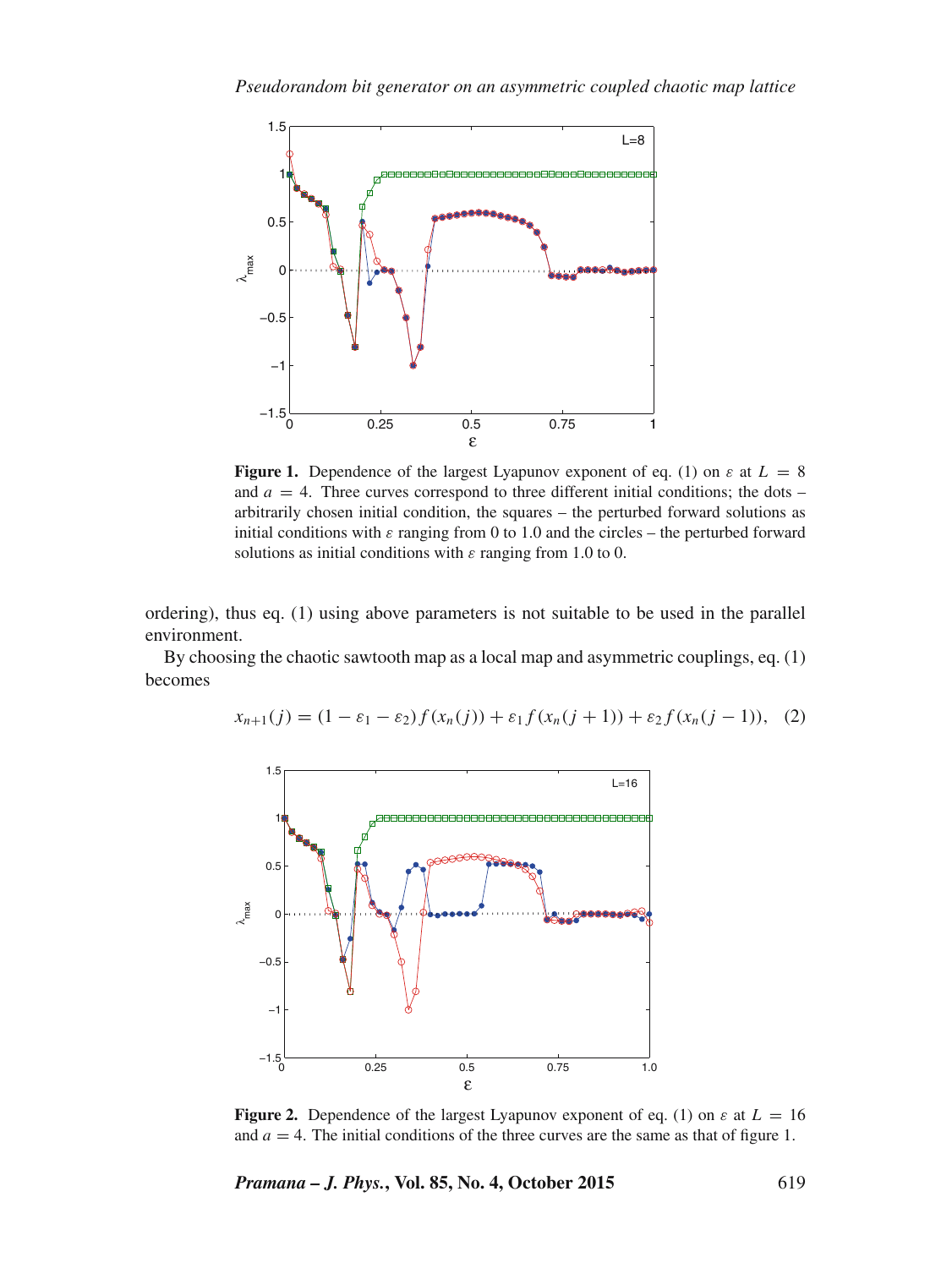Figure 1. Dependence of the largest Lyapunov exponent of eq. (1) on $\varepsilon$ at $L = 8$ and $a = 4$. Three curves correspond to three different initial conditions; the dots – arbitrarily chosen initial condition, the squares – the perturbed forward solutions as initial conditions with $\varepsilon$ ranging from 0 to 1.0 and the circles – the perturbed forward solutions as initial conditions with $\varepsilon$ ranging from 1.0 to 0.

ordering), thus eq. (1) using above parameters is not suitable to be used in the parallel environment.

By choosing the chaotic sawtooth map as a local map and asymmetric couplings, eq. (1) becomes

$$x_{n+1}(j) = (1 - \varepsilon_1 - \varepsilon_2) f(x_n(j)) + \varepsilon_1 f(x_n(j+1)) + \varepsilon_2 f(x_n(j-1)), \quad (2)$$

Figure 2. Dependence of the largest Lyapunov exponent of eq. (1) on $\varepsilon$ at $L = 16$ and $a = 4$. The initial conditions of the three curves are the same as that of figure 1.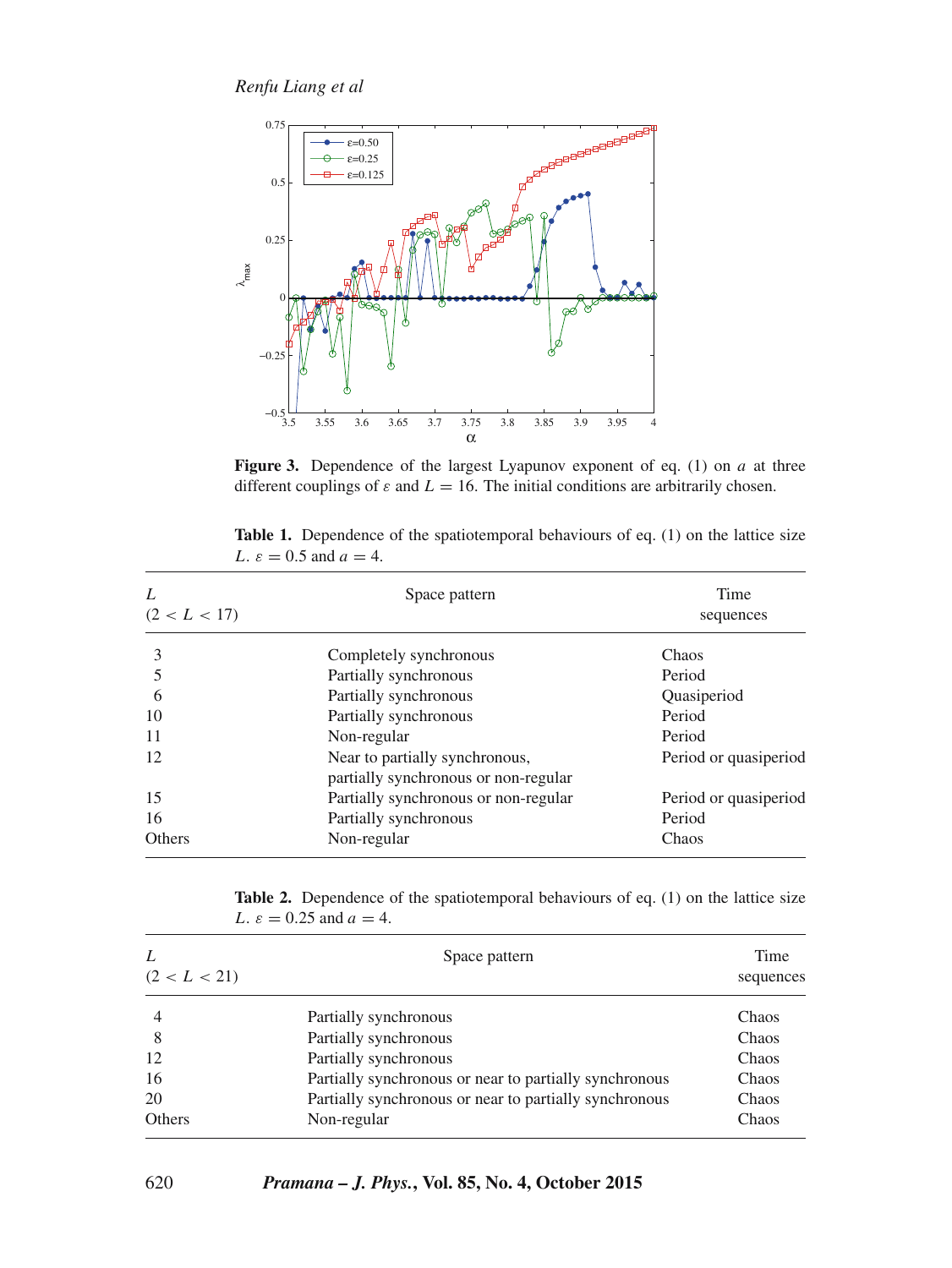**Figure 3.** Dependence of the largest Lyapunov exponent of eq. (1) on $a$ at three different couplings of $\varepsilon$ and $L = 16$. The initial conditions are arbitrarily chosen.

**Table 1.** Dependence of the spatiotemporal behaviours of eq. (1) on the lattice size $L$. $\varepsilon = 0.5$ and $a = 4$.

| $L$ $(2 < L < 17)$ | Space pattern | Time sequences |
|---|---|---|
| 3 | Completely synchronous | Chaos |
| 5 | Partially synchronous | Period |
| 6 | Partially synchronous | Quasiperiod |
| 10 | Partially synchronous | Period |
| 11 | Non-regular | Period |
| 12 | Near to partially synchronous, partially synchronous or non-regular | Period or quasiperiod |
| 15 | Partially synchronous or non-regular | Period or quasiperiod |
| 16 | Partially synchronous | Period |
| Others | Non-regular | Chaos |

**Table 2.** Dependence of the spatiotemporal behaviours of eq. (1) on the lattice size $L$. $\varepsilon = 0.25$ and $a = 4$.

| $L$ $(2 < L < 21)$ | Space pattern | Time sequences |
|---|---|---|
| 4 | Partially synchronous | Chaos |
| 8 | Partially synchronous | Chaos |
| 12 | Partially synchronous | Chaos |
| 16 | Partially synchronous or near to partially synchronous | Chaos |
| 20 | Partially synchronous or near to partially synchronous | Chaos |
| Others | Non-regular | Chaos |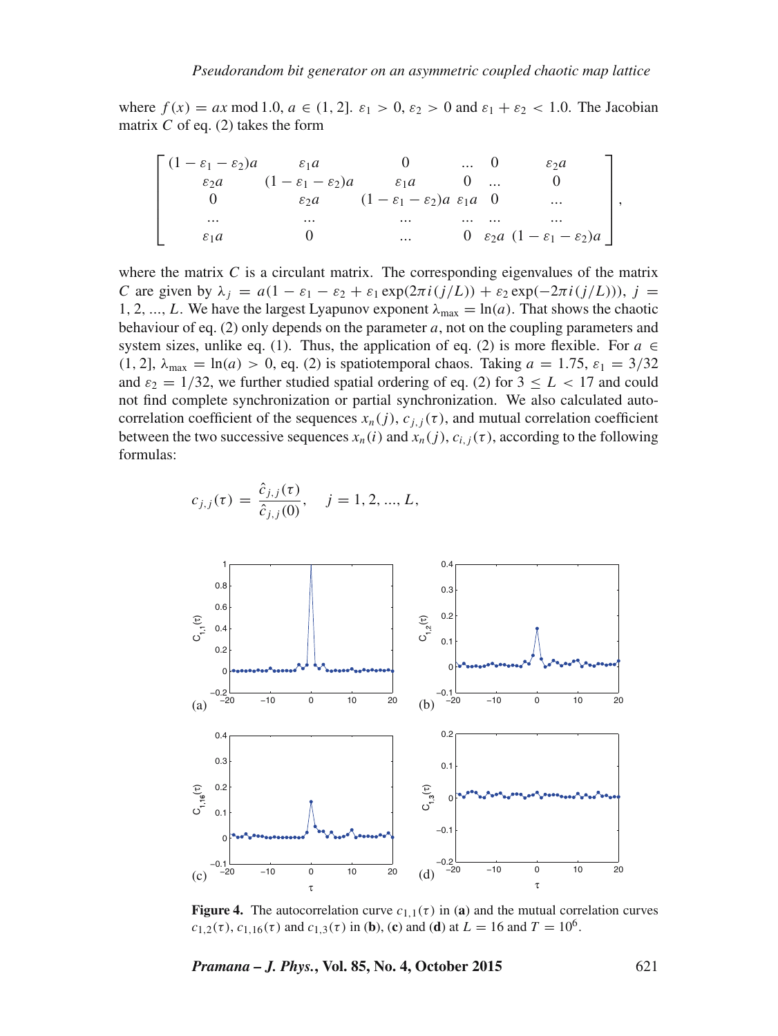where $f(x) = ax \bmod 1.0$, $a \in (1, 2]$. $\varepsilon_1 > 0$, $\varepsilon_2 > 0$ and $\varepsilon_1 + \varepsilon_2 < 1.0$. The Jacobian matrix $C$ of eq. (2) takes the form

$$\begin{bmatrix} (1-\varepsilon_1-\varepsilon_2)a & \varepsilon_1 a & 0 & \dots & 0 & \varepsilon_2 a \\ \varepsilon_2 a & (1-\varepsilon_1-\varepsilon_2)a & \varepsilon_1 a & 0 & \dots & 0 \\ 0 & \varepsilon_2 a & (1-\varepsilon_1-\varepsilon_2)a & \varepsilon_1 a & 0 & \dots \\ \dots & \dots & \dots & \dots & \dots & \dots \\ \varepsilon_1 a & 0 & \dots & 0 & \varepsilon_2 a & (1-\varepsilon_1-\varepsilon_2)a \end{bmatrix},$$

where the matrix $C$ is a circulant matrix. The corresponding eigenvalues of the matrix $C$ are given by $\lambda_j = a(1 - \varepsilon_1 - \varepsilon_2 + \varepsilon_1 \exp(2\pi i(j/L)) + \varepsilon_2 \exp(-2\pi i(j/L)))$, $j = 1, 2, \dots, L$. We have the largest Lyapunov exponent $\lambda_{\max} = \ln(a)$. That shows the chaotic behaviour of eq. (2) only depends on the parameter $a$, not on the coupling parameters and system sizes, unlike eq. (1). Thus, the application of eq. (2) is more flexible. For $a \in (1, 2]$, $\lambda_{\max} = \ln(a) > 0$, eq. (2) is spatiotemporal chaos. Taking $a = 1.75$, $\varepsilon_1 = 3/32$ and $\varepsilon_2 = 1/32$, we further studied spatial ordering of eq. (2) for $3 \leq L < 17$ and could not find complete synchronization or partial synchronization. We also calculated autocorrelation coefficient of the sequences $x_n(j)$, $c_{j,j}(\tau)$, and mutual correlation coefficient between the two successive sequences $x_n(i)$ and $x_n(j)$, $c_{i,j}(\tau)$, according to the following formulas:

$$c_{j,j}(\tau) = \frac{\hat{c}_{j,j}(\tau)}{\hat{c}_{j,j}(0)}, \quad j = 1, 2, \dots, L,$$

**Figure 4.** The autocorrelation curve $c_{1,1}(\tau)$ in (**a**) and the mutual correlation curves $c_{1,2}(\tau)$, $c_{1,16}(\tau)$ and $c_{1,3}(\tau)$ in (**b**), (**c**) and (**d**) at $L = 16$ and $T = 10^6$.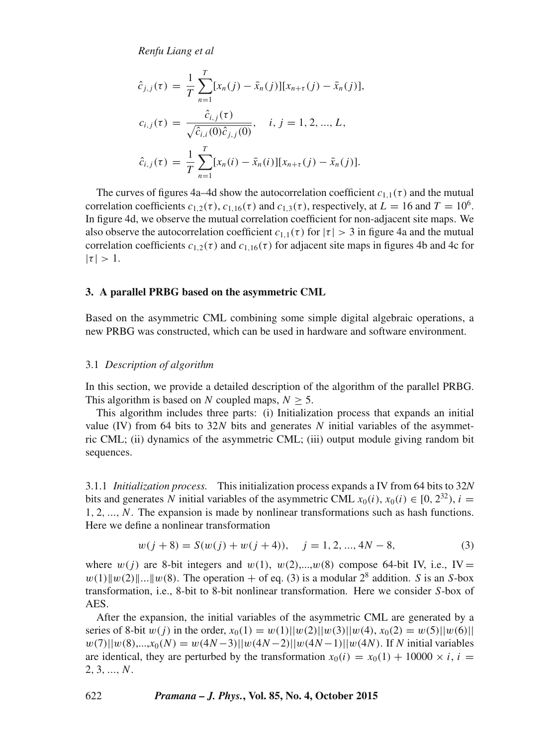$$\hat{c}_{j,j}(\tau) = \frac{1}{T}\sum_{n=1}^{T}[x_n(j) - \bar{x}_n(j)][x_{n+\tau}(j) - \bar{x}_n(j)],$$

$$c_{i,j}(\tau) = \frac{\hat{c}_{i,j}(\tau)}{\sqrt{\hat{c}_{i,i}(0)\hat{c}_{j,j}(0)}}, \quad i, j = 1, 2, ..., L,$$

$$\hat{c}_{i,j}(\tau) = \frac{1}{T}\sum_{n=1}^{T}[x_n(i) - \bar{x}_n(i)][x_{n+\tau}(j) - \bar{x}_n(j)].$$

The curves of figures 4a–4d show the autocorrelation coefficient $c_{1,1}(\tau)$ and the mutual correlation coefficients $c_{1,2}(\tau)$, $c_{1,16}(\tau)$ and $c_{1,3}(\tau)$, respectively, at $L = 16$ and $T = 10^6$. In figure 4d, we observe the mutual correlation coefficient for non-adjacent site maps. We also observe the autocorrelation coefficient $c_{1,1}(\tau)$ for $|\tau| > 3$ in figure 4a and the mutual correlation coefficients $c_{1,2}(\tau)$ and $c_{1,16}(\tau)$ for adjacent site maps in figures 4b and 4c for $|\tau| > 1$.

## 3. A parallel PRBG based on the asymmetric CML

Based on the asymmetric CML combining some simple digital algebraic operations, a new PRBG was constructed, which can be used in hardware and software environment.

### 3.1 *Description of algorithm*

In this section, we provide a detailed description of the algorithm of the parallel PRBG. This algorithm is based on $N$ coupled maps, $N \geq 5$.

This algorithm includes three parts: (i) Initialization process that expands an initial value (IV) from 64 bits to $32N$ bits and generates $N$ initial variables of the asymmetric CML; (ii) dynamics of the asymmetric CML; (iii) output module giving random bit sequences.

3.1.1 *Initialization process.* This initialization process expands a IV from 64 bits to $32N$ bits and generates $N$ initial variables of the asymmetric CML $x_0(i)$, $x_0(i) \in [0, 2^{32})$, $i = 1, 2, ..., N$. The expansion is made by nonlinear transformations such as hash functions. Here we define a nonlinear transformation

$$w(j + 8) = S(w(j) + w(j + 4)), \quad j = 1, 2, ..., 4N - 8, \tag{3}$$

where $w(j)$ are 8-bit integers and $w(1)$, $w(2)$,...,$w(8)$ compose 64-bit IV, i.e., IV = $w(1)\|w(2)\|...\|w(8)$. The operation $+$ of eq. (3) is a modular $2^8$ addition. $S$ is an $S$-box transformation, i.e., 8-bit to 8-bit nonlinear transformation. Here we consider $S$-box of AES.

After the expansion, the initial variables of the asymmetric CML are generated by a series of 8-bit $w(j)$ in the order, $x_0(1) = w(1)||w(2)||w(3)||w(4)$, $x_0(2) = w(5)||w(6)||w(7)||w(8)$,...,$x_0(N) = w(4N-3)||w(4N-2)||w(4N-1)||w(4N)$. If $N$ initial variables are identical, they are perturbed by the transformation $x_0(i) = x_0(1) + 10000 \times i$, $i = 2, 3, ..., N$.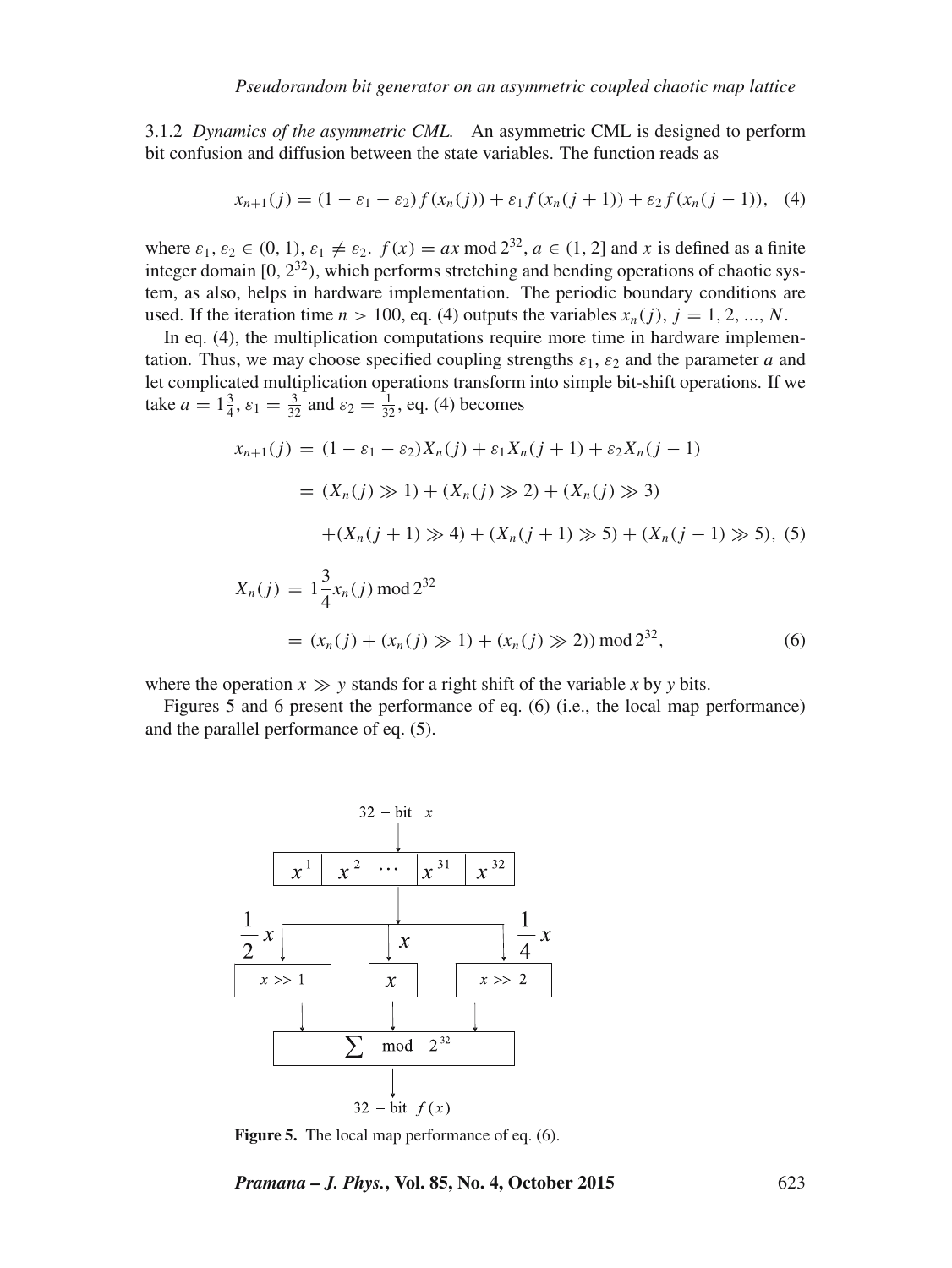3.1.2 *Dynamics of the asymmetric CML.* An asymmetric CML is designed to perform bit confusion and diffusion between the state variables. The function reads as

$$x_{n+1}(j) = (1 - \varepsilon_1 - \varepsilon_2) f(x_n(j)) + \varepsilon_1 f(x_n(j+1)) + \varepsilon_2 f(x_n(j-1)), \quad (4)$$

where $\varepsilon_1, \varepsilon_2 \in (0, 1)$, $\varepsilon_1 \neq \varepsilon_2$. $f(x) = ax \bmod 2^{32}$, $a \in (1, 2]$ and $x$ is defined as a finite integer domain $[0, 2^{32})$, which performs stretching and bending operations of chaotic system, as also, helps in hardware implementation. The periodic boundary conditions are used. If the iteration time $n > 100$, eq. (4) outputs the variables $x_n(j)$, $j = 1, 2, ..., N$.

In eq. (4), the multiplication computations require more time in hardware implementation. Thus, we may choose specified coupling strengths $\varepsilon_1$, $\varepsilon_2$ and the parameter $a$ and let complicated multiplication operations transform into simple bit-shift operations. If we take $a = 1\frac{3}{4}$, $\varepsilon_1 = \frac{3}{32}$ and $\varepsilon_2 = \frac{1}{32}$, eq. (4) becomes

$$\begin{aligned} x_{n+1}(j) &= (1 - \varepsilon_1 - \varepsilon_2) X_n(j) + \varepsilon_1 X_n(j+1) + \varepsilon_2 X_n(j-1) \\ &= (X_n(j) \gg 1) + (X_n(j) \gg 2) + (X_n(j) \gg 3) \\ &\quad + (X_n(j+1) \gg 4) + (X_n(j+1) \gg 5) + (X_n(j-1) \gg 5), \quad (5) \end{aligned}$$

$$\begin{aligned} X_n(j) &= 1\frac{3}{4} x_n(j) \bmod 2^{32} \\ &= (x_n(j) + (x_n(j) \gg 1) + (x_n(j) \gg 2)) \bmod 2^{32}, \quad (6) \end{aligned}$$

where the operation $x \gg y$ stands for a right shift of the variable $x$ by $y$ bits.

Figures 5 and 6 present the performance of eq. (6) (i.e., the local map performance) and the parallel performance of eq. (5).

**Figure 5.** The local map performance of eq. (6).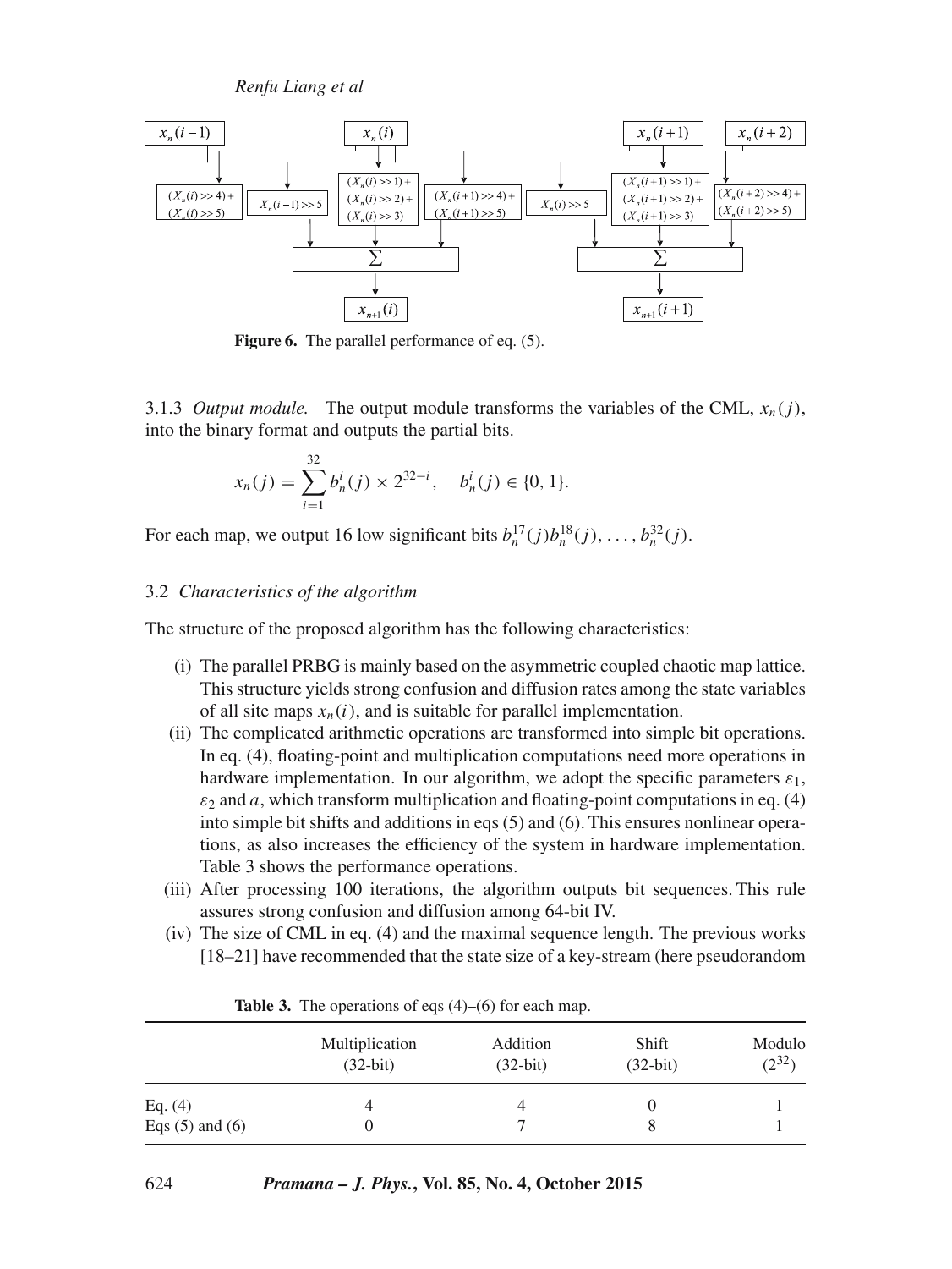**Figure 6.** The parallel performance of eq. (5).

3.1.3 *Output module.* The output module transforms the variables of the CML, $x_n(j)$, into the binary format and outputs the partial bits.

$$x_n(j) = \sum_{i=1}^{32} b_n^i(j) \times 2^{32-i}, \quad b_n^i(j) \in \{0, 1\}.$$

For each map, we output 16 low significant bits $b_n^{17}(j)b_n^{18}(j), \ldots, b_n^{32}(j)$.

### 3.2 *Characteristics of the algorithm*

The structure of the proposed algorithm has the following characteristics:

- (i) The parallel PRBG is mainly based on the asymmetric coupled chaotic map lattice. This structure yields strong confusion and diffusion rates among the state variables of all site maps $x_n(i)$, and is suitable for parallel implementation.
- (ii) The complicated arithmetic operations are transformed into simple bit operations. In eq. (4), floating-point and multiplication computations need more operations in hardware implementation. In our algorithm, we adopt the specific parameters $\varepsilon_1$, $\varepsilon_2$ and $a$, which transform multiplication and floating-point computations in eq. (4) into simple bit shifts and additions in eqs (5) and (6). This ensures nonlinear operations, as also increases the efficiency of the system in hardware implementation. Table 3 shows the performance operations.
- (iii) After processing 100 iterations, the algorithm outputs bit sequences. This rule assures strong confusion and diffusion among 64-bit IV.
- (iv) The size of CML in eq. (4) and the maximal sequence length. The previous works [18–21] have recommended that the state size of a key-stream (here pseudorandom

**Table 3.** The operations of eqs (4)–(6) for each map.

| | Multiplication (32-bit) | Addition (32-bit) | Shift (32-bit) | Modulo ($2^{32}$) |
|---|---|---|---|---|
| Eq. (4) | 4 | 4 | 0 | 1 |
| Eqs (5) and (6) | 0 | 7 | 8 | 1 |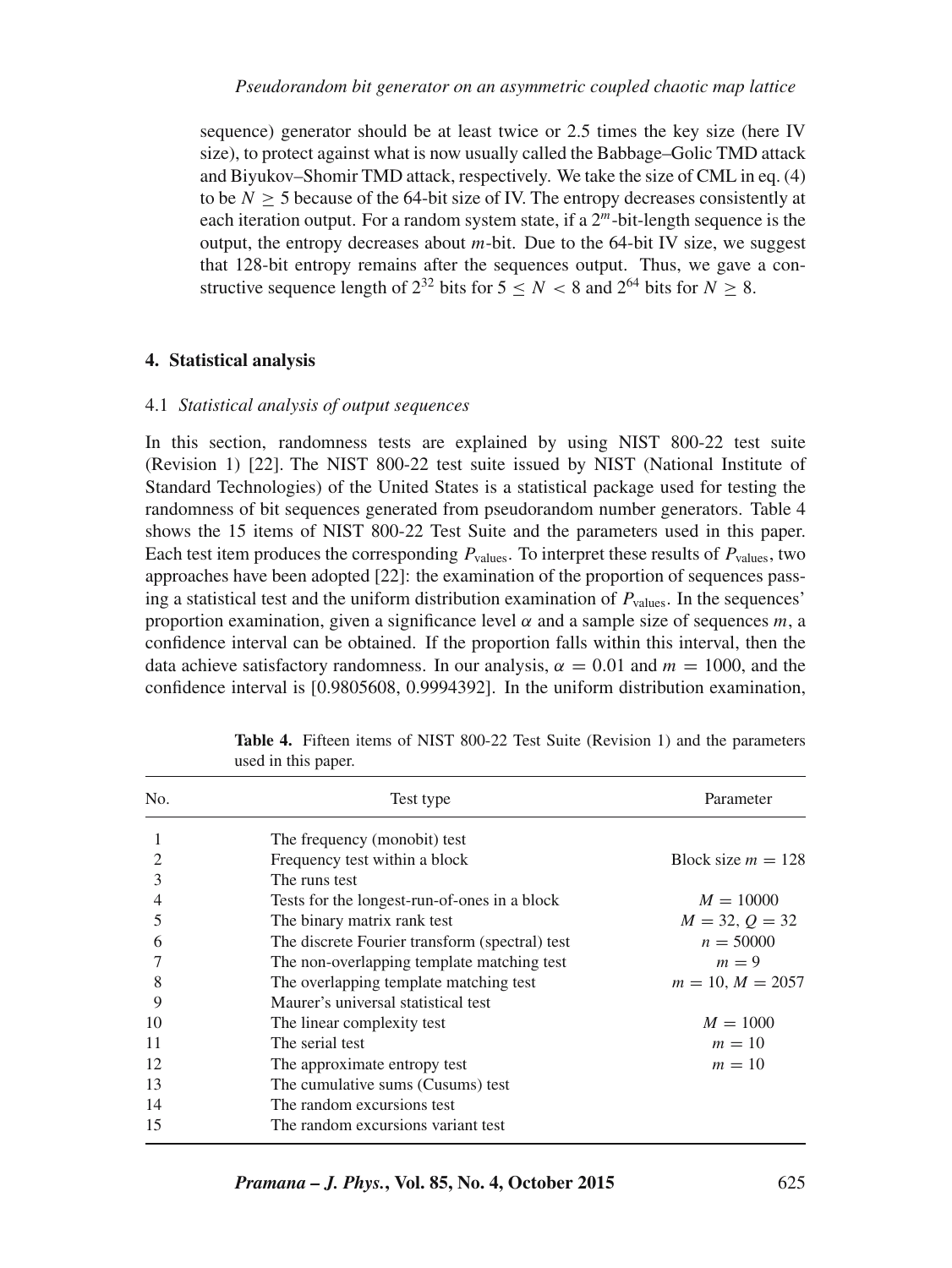sequence) generator should be at least twice or 2.5 times the key size (here IV size), to protect against what is now usually called the Babbage–Golic TMD attack and Biyukov–Shomir TMD attack, respectively. We take the size of CML in eq. (4) to be $N \geq 5$ because of the 64-bit size of IV. The entropy decreases consistently at each iteration output. For a random system state, if a $2^m$-bit-length sequence is the output, the entropy decreases about $m$-bit. Due to the 64-bit IV size, we suggest that 128-bit entropy remains after the sequences output. Thus, we gave a constructive sequence length of $2^{32}$ bits for $5 \leq N < 8$ and $2^{64}$ bits for $N \geq 8$.

## 4. Statistical analysis

### 4.1 *Statistical analysis of output sequences*

In this section, randomness tests are explained by using NIST 800-22 test suite (Revision 1) [22]. The NIST 800-22 test suite issued by NIST (National Institute of Standard Technologies) of the United States is a statistical package used for testing the randomness of bit sequences generated from pseudorandom number generators. Table 4 shows the 15 items of NIST 800-22 Test Suite and the parameters used in this paper. Each test item produces the corresponding $P_{\text{values}}$. To interpret these results of $P_{\text{values}}$, two approaches have been adopted [22]: the examination of the proportion of sequences passing a statistical test and the uniform distribution examination of $P_{\text{values}}$. In the sequences' proportion examination, given a significance level $\alpha$ and a sample size of sequences $m$, a confidence interval can be obtained. If the proportion falls within this interval, then the data achieve satisfactory randomness. In our analysis, $\alpha = 0.01$ and $m = 1000$, and the confidence interval is [0.9805608, 0.9994392]. In the uniform distribution examination,

**Table 4.** Fifteen items of NIST 800-22 Test Suite (Revision 1) and the parameters used in this paper.

| No. | Test type | Parameter |
|---|---|---|
| 1 | The frequency (monobit) test | |
| 2 | Frequency test within a block | Block size $m = 128$ |
| 3 | The runs test | |
| 4 | Tests for the longest-run-of-ones in a block | $M = 10000$ |
| 5 | The binary matrix rank test | $M = 32$, $Q = 32$ |
| 6 | The discrete Fourier transform (spectral) test | $n = 50000$ |
| 7 | The non-overlapping template matching test | $m = 9$ |
| 8 | The overlapping template matching test | $m = 10$, $M = 2057$ |
| 9 | Maurer's universal statistical test | |
| 10 | The linear complexity test | $M = 1000$ |
| 11 | The serial test | $m = 10$ |
| 12 | The approximate entropy test | $m = 10$ |
| 13 | The cumulative sums (Cusums) test | |
| 14 | The random excursions test | |
| 15 | The random excursions variant test | |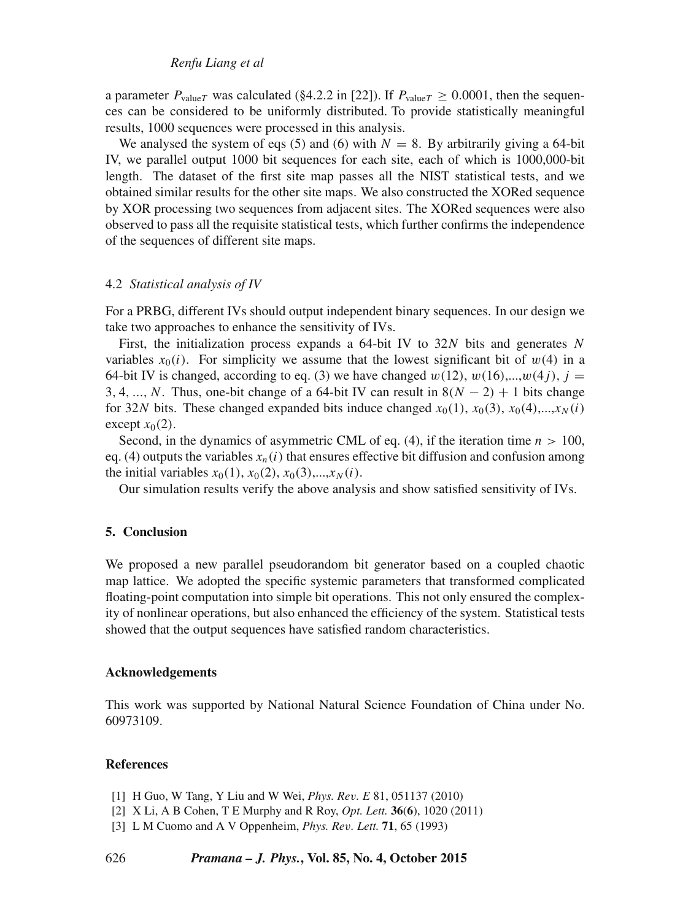a parameter $P_{\text{value}T}$ was calculated (§4.2.2 in [22]). If $P_{\text{value}T} \geq 0.0001$, then the sequences can be considered to be uniformly distributed. To provide statistically meaningful results, 1000 sequences were processed in this analysis.

We analysed the system of eqs (5) and (6) with $N = 8$. By arbitrarily giving a 64-bit IV, we parallel output 1000 bit sequences for each site, each of which is 1000,000-bit length. The dataset of the first site map passes all the NIST statistical tests, and we obtained similar results for the other site maps. We also constructed the XORed sequence by XOR processing two sequences from adjacent sites. The XORed sequences were also observed to pass all the requisite statistical tests, which further confirms the independence of the sequences of different site maps.

### 4.2 *Statistical analysis of IV*

For a PRBG, different IVs should output independent binary sequences. In our design we take two approaches to enhance the sensitivity of IVs.

First, the initialization process expands a 64-bit IV to $32N$ bits and generates $N$ variables $x_0(i)$. For simplicity we assume that the lowest significant bit of $w(4)$ in a 64-bit IV is changed, according to eq. (3) we have changed $w(12)$, $w(16)$,...,$w(4j)$, $j = 3, 4, ..., N$. Thus, one-bit change of a 64-bit IV can result in $8(N-2)+1$ bits change for $32N$ bits. These changed expanded bits induce changed $x_0(1)$, $x_0(3)$, $x_0(4)$,...,$x_N(i)$ except $x_0(2)$.

Second, in the dynamics of asymmetric CML of eq. (4), if the iteration time $n > 100$, eq. (4) outputs the variables $x_n(i)$ that ensures effective bit diffusion and confusion among the initial variables $x_0(1)$, $x_0(2)$, $x_0(3)$,...,$x_N(i)$.

Our simulation results verify the above analysis and show satisfied sensitivity of IVs.

## 5. Conclusion

We proposed a new parallel pseudorandom bit generator based on a coupled chaotic map lattice. We adopted the specific systemic parameters that transformed complicated floating-point computation into simple bit operations. This not only ensured the complexity of nonlinear operations, but also enhanced the efficiency of the system. Statistical tests showed that the output sequences have satisfied random characteristics.

## Acknowledgements

This work was supported by National Natural Science Foundation of China under No. 60973109.

## References

[1] H Guo, W Tang, Y Liu and W Wei, *Phys. Rev. E* 81, 051137 (2010)
[2] X Li, A B Cohen, T E Murphy and R Roy, *Opt. Lett.* **36**(**6**), 1020 (2011)
[3] L M Cuomo and A V Oppenheim, *Phys. Rev. Lett.* **71**, 65 (1993)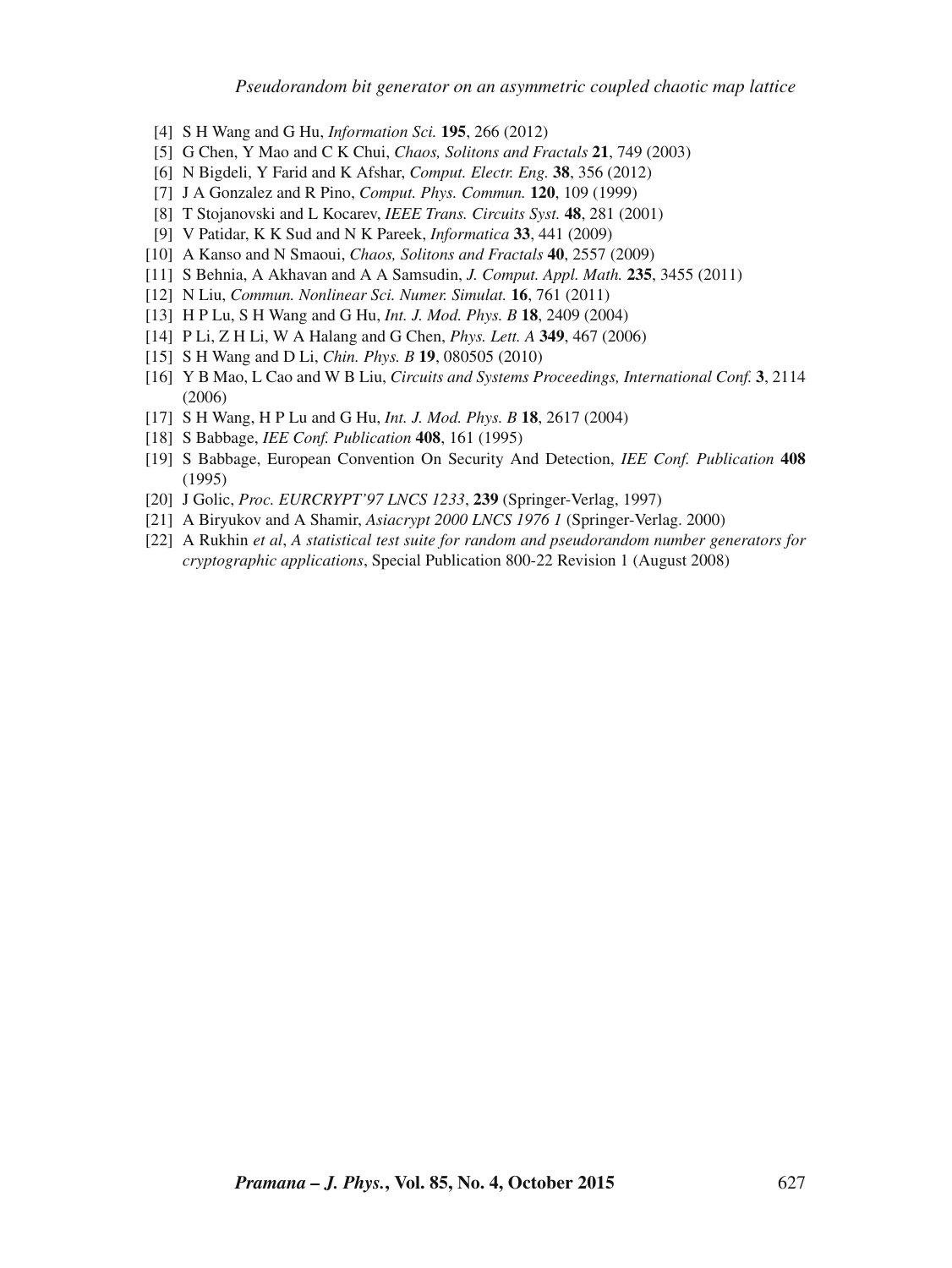[4] S H Wang and G Hu, *Information Sci.* **195**, 266 (2012)

[5] G Chen, Y Mao and C K Chui, *Chaos, Solitons and Fractals* **21**, 749 (2003)

[6] N Bigdeli, Y Farid and K Afshar, *Comput. Electr. Eng.* **38**, 356 (2012)

[7] J A Gonzalez and R Pino, *Comput. Phys. Commun.* **120**, 109 (1999)

[8] T Stojanovski and L Kocarev, *IEEE Trans. Circuits Syst.* **48**, 281 (2001)

[9] V Patidar, K K Sud and N K Pareek, *Informatica* **33**, 441 (2009)

[10] A Kanso and N Smaoui, *Chaos, Solitons and Fractals* **40**, 2557 (2009)

[11] S Behnia, A Akhavan and A A Samsudin, *J. Comput. Appl. Math.* **235**, 3455 (2011)

[12] N Liu, *Commun. Nonlinear Sci. Numer. Simulat.* **16**, 761 (2011)

[13] H P Lu, S H Wang and G Hu, *Int. J. Mod. Phys. B* **18**, 2409 (2004)

[14] P Li, Z H Li, W A Halang and G Chen, *Phys. Lett. A* **349**, 467 (2006)

[15] S H Wang and D Li, *Chin. Phys. B* **19**, 080505 (2010)

[16] Y B Mao, L Cao and W B Liu, *Circuits and Systems Proceedings, International Conf.* **3**, 2114 (2006)

[17] S H Wang, H P Lu and G Hu, *Int. J. Mod. Phys. B* **18**, 2617 (2004)

[18] S Babbage, *IEE Conf. Publication* **408**, 161 (1995)

[19] S Babbage, European Convention On Security And Detection, *IEE Conf. Publication* **408** (1995)

[20] J Golic, *Proc. EURCRYPT'97 LNCS 1233*, **239** (Springer-Verlag, 1997)

[21] A Biryukov and A Shamir, *Asiacrypt 2000 LNCS 1976 1* (Springer-Verlag. 2000)

[22] A Rukhin *et al*, *A statistical test suite for random and pseudorandom number generators for cryptographic applications*, Special Publication 800-22 Revision 1 (August 2008)